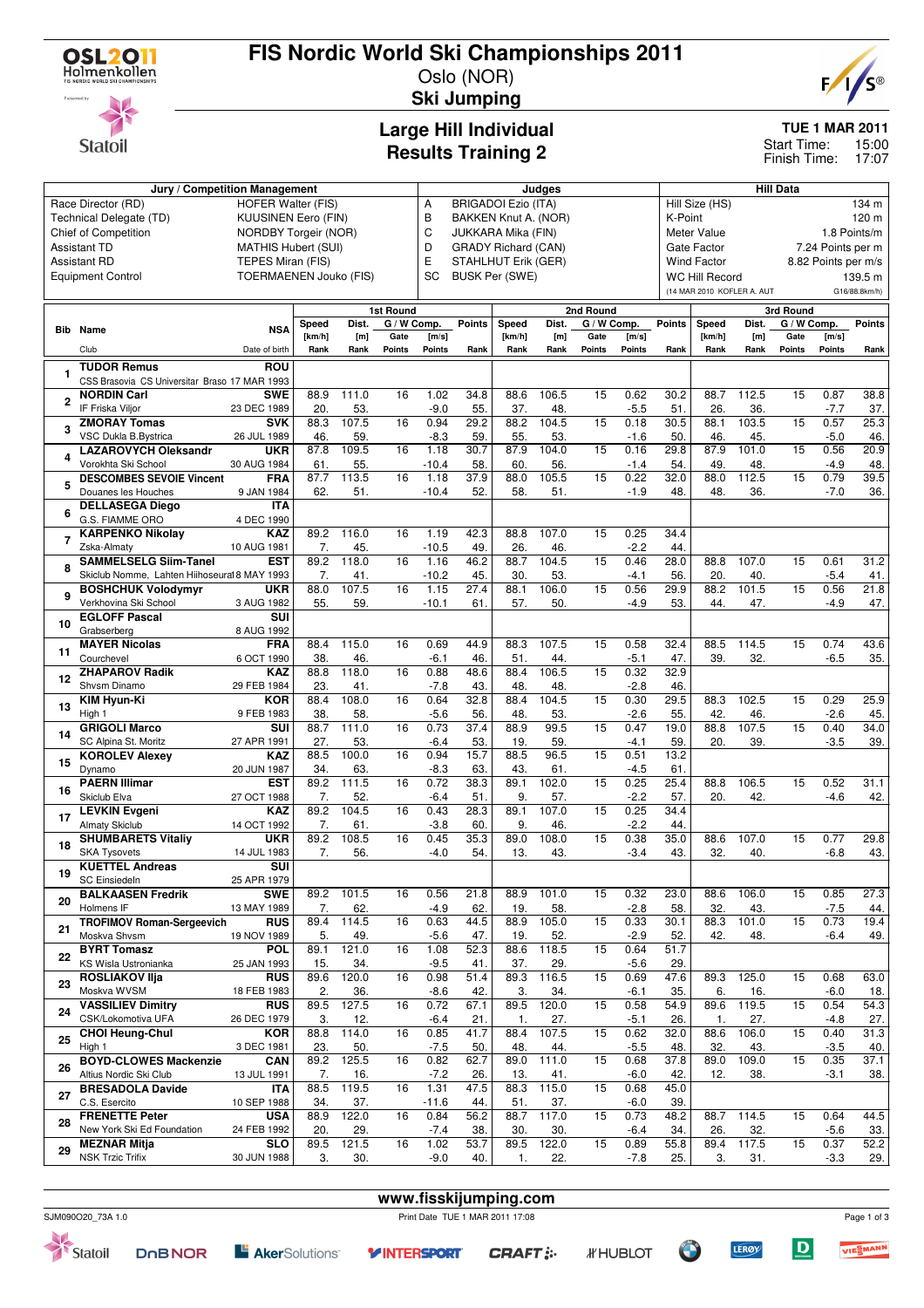# FIS Nordic World Ski Championships 2011

Oslo (NOR)

**Ski Jumping**

## Large Hill Individual
## Results Training 2

**TUE 1 MAR 2011**
Start Time: 15:00
Finish Time: 17:07

| Jury / Competition Management | | Judges | | Hill Data | |
|---|---|---|---|---|---|
| Race Director (RD) | HOFER Walter (FIS) | A | BRIGADOI Ezio (ITA) | Hill Size (HS) | 134 m |
| Technical Delegate (TD) | KUUSINEN Eero (FIN) | B | BAKKEN Knut A. (NOR) | K-Point | 120 m |
| Chief of Competition | NORDBY Torgeir (NOR) | C | JUKKARA Mika (FIN) | Meter Value | 1.8 Points/m |
| Assistant TD | MATHIS Hubert (SUI) | D | GRADY Richard (CAN) | Gate Factor | 7.24 Points per m |
| Assistant RD | TEPES Miran (FIS) | E | STAHLHUT Erik (GER) | Wind Factor | 8.82 Points per m/s |
| Equipment Control | TOERMAENEN Jouko (FIS) | SC | BUSK Per (SWE) | WC Hill Record | 139.5 m |
| | | | | (14 MAR 2010 KOFLER A. AUT | G16/88.8km/h) |

| Bib | Name / Club | NSA / Date of birth | 1st Round Speed [km/h] / Rank | Dist. [m] / Rank | G / W Comp. Gate / Points | [m/s] / Points | Points / Rank | 2nd Round Speed [km/h] / Rank | Dist. [m] / Rank | G / W Comp. Gate / Points | [m/s] / Points | Points / Rank | 3rd Round Speed [km/h] / Rank | Dist. [m] / Rank | G / W Comp. Gate / Points | [m/s] / Points | Points / Rank |
|---|---|---|---|---|---|---|---|---|---|---|---|---|---|---|---|---|---|
| 1 | **TUDOR Remus** / CSS Brasovia CS Universitar Braso | **ROU** / 17 MAR 1993 | | | | | | | | | | | | | | | |
| 2 | **NORDIN Carl** / IF Friska Viljor | **SWE** / 23 DEC 1989 | 88.9 / 20. | 111.0 / 53. | 16 | 1.02 / -9.0 | 34.8 / 55. | 88.6 / 37. | 106.5 / 48. | 15 | 0.62 / -5.5 | 30.2 / 51. | 88.7 / 26. | 112.5 / 36. | 15 | 0.87 / -7.7 | 38.8 / 37. |
| 3 | **ZMORAY Tomas** / VSC Dukla B.Bystrica | **SVK** / 26 JUL 1989 | 88.3 / 46. | 107.5 / 59. | 16 | 0.94 / -8.3 | 29.2 / 59. | 88.2 / 55. | 104.5 / 53. | 15 | 0.18 / -1.6 | 30.5 / 50. | 88.1 / 46. | 103.5 / 45. | 15 | 0.57 / -5.0 | 25.3 / 46. |
| 4 | **LAZAROVYCH Oleksandr** / Vorokhta Ski School | **UKR** / 30 AUG 1984 | 87.8 / 61. | 109.5 / 55. | 16 | 1.18 / -10.4 | 30.7 / 58. | 87.9 / 60. | 104.0 / 56. | 15 | 0.16 / -1.4 | 29.8 / 54. | 87.9 / 49. | 101.0 / 48. | 15 | 0.56 / -4.9 | 20.9 / 48. |
| 5 | **DESCOMBES SEVOIE Vincent** / Douanes les Houches | **FRA** / 9 JAN 1984 | 87.7 / 62. | 113.5 / 51. | 16 | 1.18 / -10.4 | 37.9 / 52. | 88.0 / 58. | 105.5 / 51. | 15 | 0.22 / -1.9 | 32.0 / 48. | 88.0 / 48. | 112.5 / 36. | 15 | 0.79 / -7.0 | 39.5 / 36. |
| 6 | **DELLASEGA Diego** / G.S. FIAMME ORO | **ITA** / 4 DEC 1990 | | | | | | | | | | | | | | | |
| 7 | **KARPENKO Nikolay** / Zska-Almaty | **KAZ** / 10 AUG 1981 | 89.2 / 7. | 116.0 / 45. | 16 | 1.19 / -10.5 | 42.3 / 49. | 88.8 / 26. | 107.0 / 46. | 15 | 0.25 / -2.2 | 34.4 / 44. | | | | | |
| 8 | **SAMMELSELG Siim-Tanel** / Skiclub Nomme, Lahten Hiihoseura | **EST** / 18 MAY 1993 | 89.2 / 7. | 118.0 / 41. | 16 | 1.16 / -10.2 | 46.2 / 45. | 88.7 / 30. | 104.5 / 53. | 15 | 0.46 / -4.1 | 28.0 / 56. | 88.8 / 20. | 107.0 / 40. | 15 | 0.61 / -5.4 | 31.2 / 41. |
| 9 | **BOSHCHUK Volodymyr** / Verkhovina Ski School | **UKR** / 3 AUG 1982 | 88.0 / 55. | 107.5 / 59. | 16 | 1.15 / -10.1 | 27.4 / 61. | 88.1 / 57. | 106.0 / 50. | 15 | 0.56 / -4.9 | 29.9 / 53. | 88.2 / 44. | 101.5 / 47. | 15 | 0.56 / -4.9 | 21.8 / 47. |
| 10 | **EGLOFF Pascal** / Grabserberg | **SUI** / 8 AUG 1992 | | | | | | | | | | | | | | | |
| 11 | **MAYER Nicolas** / Courchevel | **FRA** / 6 OCT 1990 | 88.4 / 38. | 115.0 / 46. | 16 | 0.69 / -6.1 | 44.9 / 46. | 88.3 / 51. | 107.5 / 44. | 15 | 0.58 / -5.1 | 32.4 / 47. | 88.5 / 39. | 114.5 / 32. | 15 | 0.74 / -6.5 | 43.6 / 35. |
| 12 | **ZHAPAROV Radik** / Shvsm Dinamo | **KAZ** / 29 FEB 1984 | 88.8 / 23. | 118.0 / 41. | 16 | 0.88 / -7.8 | 48.6 / 43. | 88.4 / 48. | 106.5 / 48. | 15 | 0.32 / -2.8 | 32.9 / 46. | | | | | |
| 13 | **KIM Hyun-Ki** / High 1 | **KOR** / 9 FEB 1983 | 88.4 / 38. | 108.0 / 58. | 16 | 0.64 / -5.6 | 32.8 / 56. | 88.4 / 48. | 104.5 / 53. | 15 | 0.30 / -2.6 | 29.5 / 55. | 88.3 / 42. | 102.5 / 46. | 15 | 0.29 / -2.6 | 25.9 / 45. |
| 14 | **GRIGOLI Marco** / SC Alpina St. Moritz | **SUI** / 27 APR 1991 | 88.7 / 27. | 111.0 / 53. | 16 | 0.73 / -6.4 | 37.4 / 53. | 88.9 / 19. | 99.5 / 59. | 15 | 0.47 / -4.1 | 19.0 / 59. | 88.8 / 20. | 107.5 / 39. | 15 | 0.40 / -3.5 | 34.0 / 39. |
| 15 | **KOROLEV Alexey** / Dynamo | **KAZ** / 20 JUN 1987 | 88.5 / 34. | 100.0 / 63. | 16 | 0.94 / -8.3 | 15.7 / 63. | 88.5 / 43. | 96.5 / 61. | 15 | 0.51 / -4.5 | 13.2 / 61. | | | | | |
| 16 | **PAERN Illimar** / Skiclub Elva | **EST** / 27 OCT 1988 | 89.2 / 7. | 111.5 / 52. | 16 | 0.72 / -6.4 | 38.3 / 51. | 89.1 / 9. | 102.0 / 57. | 15 | 0.25 / -2.2 | 25.4 / 57. | 88.8 / 20. | 106.5 / 42. | 15 | 0.52 / -4.6 | 31.1 / 42. |
| 17 | **LEVKIN Evgeni** / Almaty Skiclub | **KAZ** / 14 OCT 1992 | 89.2 / 7. | 104.5 / 61. | 16 | 0.43 / -3.8 | 28.3 / 60. | 89.1 / 9. | 107.0 / 46. | 15 | 0.25 / -2.2 | 34.4 / 44. | | | | | |
| 18 | **SHUMBARETS Vitaliy** / SKA Tysovets | **UKR** / 14 JUL 1983 | 89.2 / 7. | 108.5 / 56. | 16 | 0.45 / -4.0 | 35.3 / 54. | 89.0 / 13. | 108.0 / 43. | 15 | 0.38 / -3.4 | 35.0 / 43. | 88.6 / 32. | 107.0 / 40. | 15 | 0.77 / -6.8 | 29.8 / 43. |
| 19 | **KUETTEL Andreas** / SC Einsiedeln | **SUI** / 25 APR 1979 | | | | | | | | | | | | | | | |
| 20 | **BALKAASEN Fredrik** / Holmens IF | **SWE** / 13 MAY 1989 | 89.2 / 7. | 101.5 / 62. | 16 | 0.56 / -4.9 | 21.8 / 62. | 88.9 / 19. | 101.0 / 58. | 15 | 0.32 / -2.8 | 23.0 / 58. | 88.6 / 32. | 106.0 / 43. | 15 | 0.85 / -7.5 | 27.3 / 44. |
| 21 | **TROFIMOV Roman-Sergeevich** / Moskva Shvsm | **RUS** / 19 NOV 1989 | 89.4 / 5. | 114.5 / 49. | 16 | 0.63 / -5.6 | 44.5 / 47. | 88.9 / 19. | 105.0 / 52. | 15 | 0.33 / -2.9 | 30.1 / 52. | 88.3 / 42. | 101.0 / 48. | 15 | 0.73 / -6.4 | 19.4 / 49. |
| 22 | **BYRT Tomasz** / KS Wisla Ustronianka | **POL** / 25 JAN 1993 | 89.1 / 15. | 121.0 / 34. | 16 | 1.08 / -9.5 | 52.3 / 41. | 88.6 / 37. | 118.5 / 29. | 15 | 0.64 / -5.6 | 51.7 / 29. | | | | | |
| 23 | **ROSLIAKOV Ilja** / Moskva WVSM | **RUS** / 18 FEB 1983 | 89.6 / 2. | 120.0 / 36. | 16 | 0.98 / -8.6 | 51.4 / 42. | 89.3 / 3. | 116.5 / 34. | 15 | 0.69 / -6.1 | 47.6 / 35. | 89.3 / 6. | 125.0 / 16. | 15 | 0.68 / -6.0 | 63.0 / 18. |
| 24 | **VASSILIEV Dimitry** / CSK/Lokomotiva UFA | **RUS** / 26 DEC 1979 | 89.5 / 3. | 127.5 / 12. | 16 | 0.72 / -6.4 | 67.1 / 21. | 89.5 / 1. | 120.0 / 27. | 15 | 0.58 / -5.1 | 54.9 / 26. | 89.6 / 1. | 119.5 / 27. | 15 | 0.54 / -4.8 | 54.3 / 27. |
| 25 | **CHOI Heung-Chul** / High 1 | **KOR** / 3 DEC 1981 | 88.8 / 23. | 114.0 / 50. | 16 | 0.85 / -7.5 | 41.7 / 50. | 88.4 / 48. | 107.5 / 44. | 15 | 0.62 / -5.5 | 32.0 / 48. | 88.6 / 32. | 106.0 / 43. | 15 | 0.40 / -3.5 | 31.3 / 40. |
| 26 | **BOYD-CLOWES Mackenzie** / Altius Nordic Ski Club | **CAN** / 13 JUL 1991 | 89.2 / 7. | 125.5 / 16. | 16 | 0.82 / -7.2 | 62.7 / 26. | 89.0 / 13. | 111.0 / 41. | 15 | 0.68 / -6.0 | 37.8 / 42. | 89.0 / 12. | 109.0 / 38. | 15 | 0.35 / -3.1 | 37.1 / 38. |
| 27 | **BRESADOLA Davide** / C.S. Esercito | **ITA** / 10 SEP 1988 | 88.5 / 34. | 119.5 / 37. | 16 | 1.31 / -11.6 | 47.5 / 44. | 88.3 / 51. | 115.0 / 37. | 15 | 0.68 / -6.0 | 45.0 / 39. | | | | | |
| 28 | **FRENETTE Peter** / New York Ski Ed Foundation | **USA** / 24 FEB 1992 | 88.9 / 20. | 122.0 / 29. | 16 | 0.84 / -7.4 | 56.2 / 38. | 88.7 / 30. | 117.0 / 30. | 15 | 0.73 / -6.4 | 48.2 / 34. | 88.7 / 26. | 114.5 / 32. | 15 | 0.64 / -5.6 | 44.5 / 33. |
| 29 | **MEZNAR Mitja** / NSK Trzic Trifix | **SLO** / 30 JUN 1988 | 89.5 / 3. | 121.5 / 30. | 16 | 1.02 / -9.0 | 53.7 / 40. | 89.5 / 1. | 122.0 / 22. | 15 | 0.89 / -7.8 | 55.8 / 25. | 89.4 / 3. | 117.5 / 31. | 15 | 0.37 / -3.3 | 52.2 / 29. |

www.fisskijumping.com

SJM090O20_73A 1.0    Print Date TUE 1 MAR 2011 17:08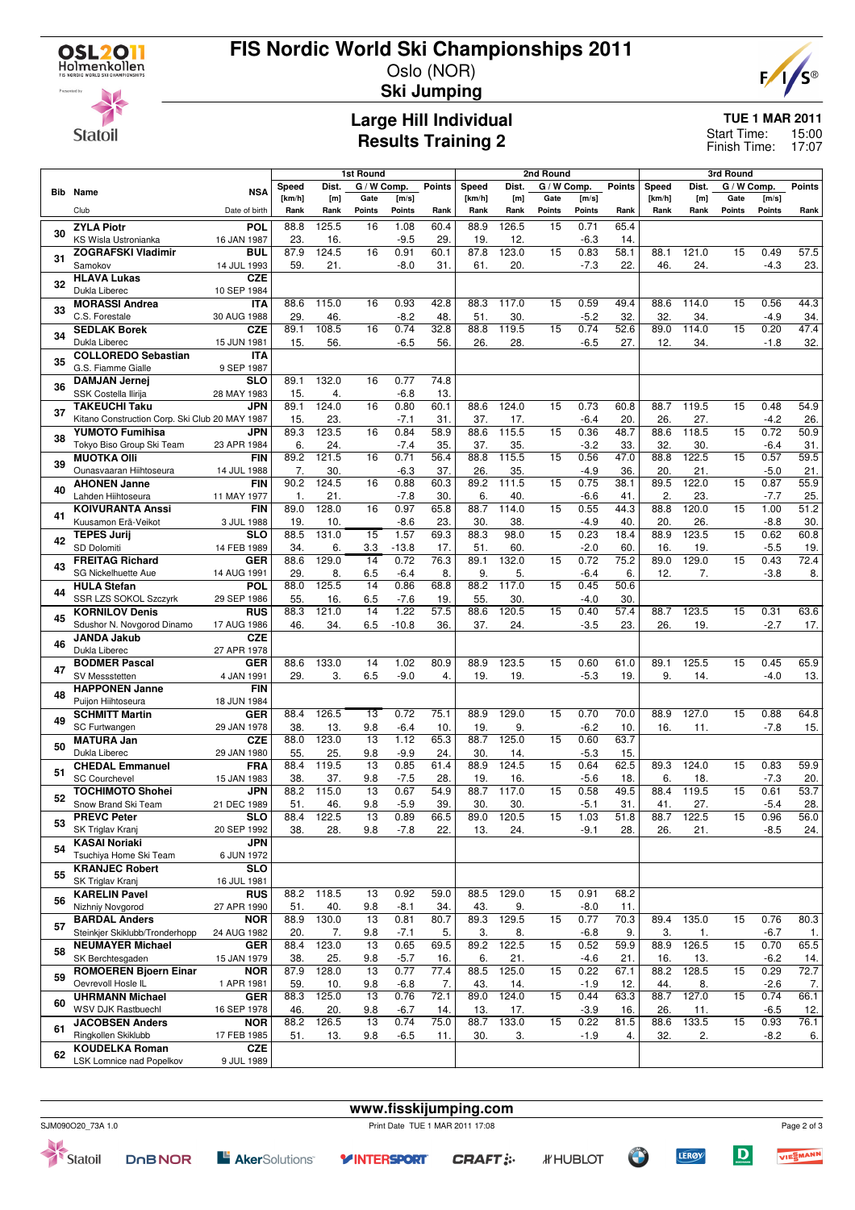# FIS Nordic World Ski Championships 2011

Oslo (NOR)

**Ski Jumping**

## Large Hill Individual
## Results Training 2

**TUE 1 MAR 2011**
Start Time: 15:00
Finish Time: 17:07

| Bib | Name / Club | NSA / Date of birth | 1st Round Speed [km/h] / Rank | Dist. [m] / Rank | G / W Comp. Gate / Points | [m/s] / Points | Points / Rank | 2nd Round Speed [km/h] / Rank | Dist. [m] / Rank | G / W Comp. Gate / Points | [m/s] / Points | Points / Rank | 3rd Round Speed [km/h] / Rank | Dist. [m] / Rank | G / W Comp. Gate / Points | [m/s] / Points | Points / Rank |
|---|---|---|---|---|---|---|---|---|---|---|---|---|---|---|---|---|---|
| 30 | **ZYLA Piotr** | **POL** | 88.8 | 125.5 | 16 | 1.08 | 60.4 | 88.9 | 126.5 | 15 | 0.71 | 65.4 | | | | | |
| | KS Wisla Ustronianka | 16 JAN 1987 | 23. | 16. | | -9.5 | 29. | 19. | 12. | | -6.3 | 14. | | | | | |
| 31 | **ZOGRAFSKI Vladimir** | **BUL** | 87.9 | 124.5 | 16 | 0.91 | 60.1 | 87.8 | 123.0 | 15 | 0.83 | 58.1 | 88.1 | 121.0 | 15 | 0.49 | 57.5 |
| | Samokov | 14 JUL 1993 | 59. | 21. | | -8.0 | 31. | 61. | 20. | | -7.3 | 22. | 46. | 24. | | -4.3 | 23. |
| 32 | **HLAVA Lukas** | **CZE** | | | | | | | | | | | | | | | |
| | Dukla Liberec | 10 SEP 1984 | | | | | | | | | | | | | | | |
| 33 | **MORASSI Andrea** | **ITA** | 88.6 | 115.0 | 16 | 0.93 | 42.8 | 88.3 | 117.0 | 15 | 0.59 | 49.4 | 88.6 | 114.0 | 15 | 0.56 | 44.3 |
| | C.S. Forestale | 30 AUG 1988 | 29. | 46. | | -8.2 | 48. | 51. | 30. | | -5.2 | 32. | 32. | 34. | | -4.9 | 34. |
| 34 | **SEDLAK Borek** | **CZE** | 89.1 | 108.5 | 16 | 0.74 | 32.8 | 88.8 | 119.5 | 15 | 0.74 | 52.6 | 89.0 | 114.0 | 15 | 0.20 | 47.4 |
| | Dukla Liberec | 15 JUN 1981 | 15. | 56. | | -6.5 | 56. | 26. | 28. | | -6.5 | 27. | 12. | 34. | | -1.8 | 32. |
| 35 | **COLLOREDO Sebastian** | **ITA** | | | | | | | | | | | | | | | |
| | G.S. Fiamme Gialle | 9 SEP 1987 | | | | | | | | | | | | | | | |
| 36 | **DAMJAN Jernej** | **SLO** | 89.1 | 132.0 | 16 | 0.77 | 74.8 | | | | | | | | | | |
| | SSK Costella Ilirija | 28 MAY 1983 | 15. | 4. | | -6.8 | 13. | | | | | | | | | | |
| 37 | **TAKEUCHI Taku** | **JPN** | 89.1 | 124.0 | 16 | 0.80 | 60.1 | 88.6 | 124.0 | 15 | 0.73 | 60.8 | 88.7 | 119.5 | 15 | 0.48 | 54.9 |
| | Kitano Construction Corp. Ski Club | 20 MAY 1987 | 15. | 23. | | -7.1 | 31. | 37. | 17. | | -6.4 | 20. | 26. | 27. | | -4.2 | 26. |
| 38 | **YUMOTO Fumihisa** | **JPN** | 89.3 | 123.5 | 16 | 0.84 | 58.9 | 88.6 | 115.5 | 15 | 0.36 | 48.7 | 88.6 | 118.5 | 15 | 0.72 | 50.9 |
| | Tokyo Biso Group Ski Team | 23 APR 1984 | 6. | 24. | | -7.4 | 35. | 37. | 35. | | -3.2 | 33. | 32. | 30. | | -6.4 | 31. |
| 39 | **MUOTKA Olli** | **FIN** | 89.2 | 121.5 | 16 | 0.71 | 56.4 | 88.8 | 115.5 | 15 | 0.56 | 47.0 | 88.8 | 122.5 | 15 | 0.57 | 59.5 |
| | Ounasvaaran Hiihtoseura | 14 JUL 1988 | 7. | 30. | | -6.3 | 37. | 26. | 35. | | -4.9 | 36. | 20. | 21. | | -5.0 | 21. |
| 40 | **AHONEN Janne** | **FIN** | 90.2 | 124.5 | 16 | 0.88 | 60.3 | 89.2 | 111.5 | 15 | 0.75 | 38.1 | 89.5 | 122.0 | 15 | 0.87 | 55.9 |
| | Lahden Hiihtoseura | 11 MAY 1977 | 1. | 21. | | -7.8 | 30. | 6. | 40. | | -6.6 | 41. | 2. | 23. | | -7.7 | 25. |
| 41 | **KOIVURANTA Anssi** | **FIN** | 89.0 | 128.0 | 16 | 0.97 | 65.8 | 88.7 | 114.0 | 15 | 0.55 | 44.3 | 88.8 | 120.0 | 15 | 1.00 | 51.2 |
| | Kuusamon Erä-Veikot | 3 JUL 1988 | 19. | 10. | | -8.6 | 23. | 30. | 38. | | -4.9 | 40. | 20. | 26. | | -8.8 | 30. |
| 42 | **TEPES Jurij** | **SLO** | 88.5 | 131.0 | 15 | 1.57 | 69.3 | 88.3 | 98.0 | 15 | 0.23 | 18.4 | 88.9 | 123.5 | 15 | 0.62 | 60.8 |
| | SD Dolomiti | 14 FEB 1989 | 34. | 6. | 3.3 | -13.8 | 17. | 51. | 60. | | -2.0 | 60. | 16. | 19. | | -5.5 | 19. |
| 43 | **FREITAG Richard** | **GER** | 88.6 | 129.0 | 14 | 0.72 | 76.3 | 89.1 | 132.0 | 15 | 0.72 | 75.2 | 89.0 | 129.0 | 15 | 0.43 | 72.4 |
| | SG Nickelhuette Aue | 14 AUG 1991 | 29. | 8. | 6.5 | -6.4 | 8. | 9. | 5. | | -6.4 | 6. | 12. | 7. | | -3.8 | 8. |
| 44 | **HULA Stefan** | **POL** | 88.0 | 125.5 | 14 | 0.86 | 68.8 | 88.2 | 117.0 | 15 | 0.45 | 50.6 | | | | | |
| | SSR LZS SOKOL Szczyrk | 29 SEP 1986 | 55. | 16. | 6.5 | -7.6 | 19. | 55. | 30. | | -4.0 | 30. | | | | | |
| 45 | **KORNILOV Denis** | **RUS** | 88.3 | 121.0 | 14 | 1.22 | 57.5 | 88.6 | 120.5 | 15 | 0.40 | 57.4 | 88.7 | 123.5 | 15 | 0.31 | 63.6 |
| | Sdushor N. Novgorod Dinamo | 17 AUG 1986 | 46. | 34. | 6.5 | -10.8 | 36. | 37. | 24. | | -3.5 | 23. | 26. | 19. | | -2.7 | 17. |
| 46 | **JANDA Jakub** | **CZE** | | | | | | | | | | | | | | | |
| | Dukla Liberec | 27 APR 1978 | | | | | | | | | | | | | | | |
| 47 | **BODMER Pascal** | **GER** | 88.6 | 133.0 | 14 | 1.02 | 80.9 | 88.9 | 123.5 | 15 | 0.60 | 61.0 | 89.1 | 125.5 | 15 | 0.45 | 65.9 |
| | SV Messstetten | 4 JAN 1991 | 29. | 3. | 6.5 | -9.0 | 4. | 19. | 19. | | -5.3 | 19. | 9. | 14. | | -4.0 | 13. |
| 48 | **HAPPONEN Janne** | **FIN** | | | | | | | | | | | | | | | |
| | Puijon Hiihtoseura | 18 JUN 1984 | | | | | | | | | | | | | | | |
| 49 | **SCHMITT Martin** | **GER** | 88.4 | 126.5 | 13 | 0.72 | 75.1 | 88.9 | 129.0 | 15 | 0.70 | 70.0 | 88.9 | 127.0 | 15 | 0.88 | 64.8 |
| | SC Furtwangen | 29 JAN 1978 | 38. | 13. | 9.8 | -6.4 | 10. | 19. | 9. | | -6.2 | 10. | 16. | 11. | | -7.8 | 15. |
| 50 | **MATURA Jan** | **CZE** | 88.0 | 123.0 | 13 | 1.12 | 65.3 | 88.7 | 125.0 | 15 | 0.60 | 63.7 | | | | | |
| | Dukla Liberec | 29 JAN 1980 | 55. | 25. | 9.8 | -9.9 | 24. | 30. | 14. | | -5.3 | 15. | | | | | |
| 51 | **CHEDAL Emmanuel** | **FRA** | 88.4 | 119.5 | 13 | 0.85 | 61.4 | 88.9 | 124.5 | 15 | 0.64 | 62.5 | 89.3 | 124.0 | 15 | 0.83 | 59.9 |
| | SC Courchevel | 15 JAN 1983 | 38. | 37. | 9.8 | -7.5 | 28. | 19. | 16. | | -5.6 | 18. | 6. | 18. | | -7.3 | 20. |
| 52 | **TOCHIMOTO Shohei** | **JPN** | 88.2 | 115.0 | 13 | 0.67 | 54.9 | 88.7 | 117.0 | 15 | 0.58 | 49.5 | 88.4 | 119.5 | 15 | 0.61 | 53.7 |
| | Snow Brand Ski Team | 21 DEC 1989 | 51. | 46. | 9.8 | -5.9 | 39. | 30. | 30. | | -5.1 | 31. | 41. | 27. | | -5.4 | 28. |
| 53 | **PREVC Peter** | **SLO** | 88.4 | 122.5 | 13 | 0.89 | 66.5 | 89.0 | 120.5 | 15 | 1.03 | 51.8 | 88.7 | 122.5 | 15 | 0.96 | 56.0 |
| | SK Triglav Kranj | 20 SEP 1992 | 38. | 28. | 9.8 | -7.8 | 22. | 13. | 24. | | -9.1 | 28. | 26. | 21. | | -8.5 | 24. |
| 54 | **KASAI Noriaki** | **JPN** | | | | | | | | | | | | | | | |
| | Tsuchiya Home Ski Team | 6 JUN 1972 | | | | | | | | | | | | | | | |
| 55 | **KRANJEC Robert** | **SLO** | | | | | | | | | | | | | | | |
| | SK Triglav Kranj | 16 JUL 1981 | | | | | | | | | | | | | | | |
| 56 | **KARELIN Pavel** | **RUS** | 88.2 | 118.5 | 13 | 0.92 | 59.0 | 88.5 | 129.0 | 15 | 0.91 | 68.2 | | | | | |
| | Nizhniy Novgorod | 27 APR 1990 | 51. | 40. | 9.8 | -8.1 | 34. | 43. | 9. | | -8.0 | 11. | | | | | |
| 57 | **BARDAL Anders** | **NOR** | 88.9 | 130.0 | 13 | 0.81 | 80.7 | 89.3 | 129.5 | 15 | 0.77 | 70.3 | 89.4 | 135.0 | 15 | 0.76 | 80.3 |
| | Steinkjer Skiklubb/Tronderhopp | 24 AUG 1982 | 20. | 7. | 9.8 | -7.1 | 5. | 3. | 8. | | -6.8 | 9. | 3. | 1. | | -6.7 | 1. |
| 58 | **NEUMAYER Michael** | **GER** | 88.4 | 123.0 | 13 | 0.65 | 69.5 | 89.2 | 122.5 | 15 | 0.52 | 59.9 | 88.9 | 126.5 | 15 | 0.70 | 65.5 |
| | SK Berchtesgaden | 15 JAN 1979 | 38. | 25. | 9.8 | -5.7 | 16. | 6. | 21. | | -4.6 | 21. | 16. | 13. | | -6.2 | 14. |
| 59 | **ROMOEREN Bjoern Einar** | **NOR** | 87.9 | 128.0 | 13 | 0.77 | 77.4 | 88.5 | 125.0 | 15 | 0.22 | 67.1 | 88.2 | 128.5 | 15 | 0.29 | 72.7 |
| | Oevrevoll Hosle IL | 1 APR 1981 | 59. | 10. | 9.8 | -6.8 | 7. | 43. | 14. | | -1.9 | 12. | 44. | 8. | | -2.6 | 7. |
| 60 | **UHRMANN Michael** | **GER** | 88.3 | 125.0 | 13 | 0.76 | 72.1 | 89.0 | 124.0 | 15 | 0.44 | 63.3 | 88.7 | 127.0 | 15 | 0.74 | 66.1 |
| | WSV DJK Rastbuechl | 16 SEP 1978 | 46. | 20. | 9.8 | -6.7 | 14. | 13. | 17. | | -3.9 | 16. | 26. | 11. | | -6.5 | 12. |
| 61 | **JACOBSEN Anders** | **NOR** | 88.2 | 126.5 | 13 | 0.74 | 75.0 | 88.7 | 133.0 | 15 | 0.22 | 81.5 | 88.6 | 133.5 | 15 | 0.93 | 76.1 |
| | Ringkollen Skiklubb | 17 FEB 1985 | 51. | 13. | 9.8 | -6.5 | 11. | 30. | 3. | | -1.9 | 4. | 32. | 2. | | -8.2 | 6. |
| 62 | **KOUDELKA Roman** | **CZE** | | | | | | | | | | | | | | | |
| | LSK Lomnice nad Popelkov | 9 JUL 1989 | | | | | | | | | | | | | | | |

www.fisskijumping.com

SJM090O20_73A 1.0 Print Date TUE 1 MAR 2011 17:08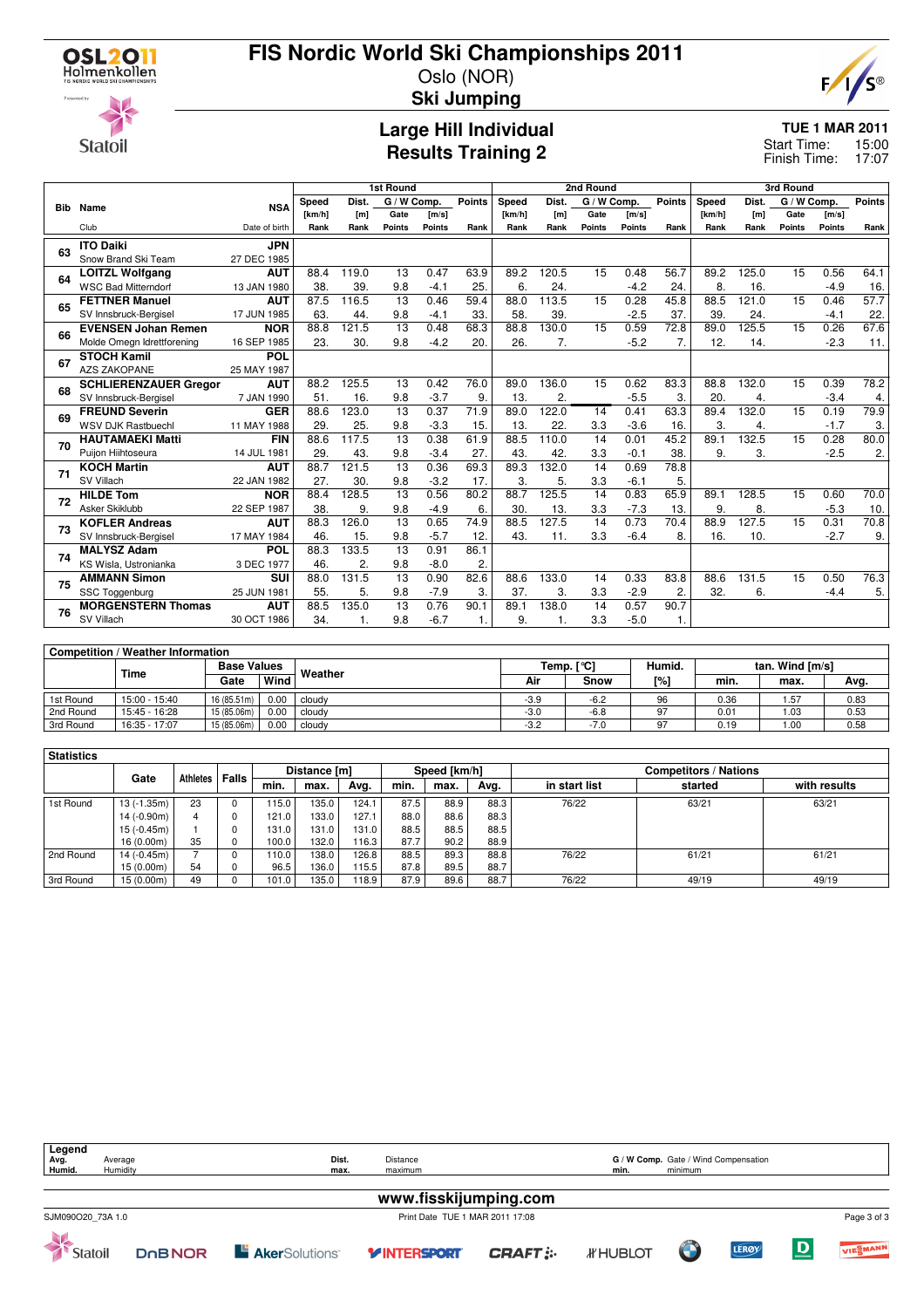# FIS Nordic World Ski Championships 2011

Oslo (NOR)

**Ski Jumping**

## Large Hill Individual
## Results Training 2

**TUE 1 MAR 2011**
Start Time: 15:00
Finish Time: 17:07

| Bib | Name / Club | NSA / Date of birth | 1st Round Speed [km/h] / Rank | Dist. [m] / Rank | G / W Comp. Gate / Points | [m/s] / Points | Points / Rank | 2nd Round Speed [km/h] / Rank | Dist. [m] / Rank | G / W Comp. Gate / Points | [m/s] / Points | Points / Rank | 3rd Round Speed [km/h] / Rank | Dist. [m] / Rank | G / W Comp. Gate / Points | [m/s] / Points | Points / Rank |
|---|---|---|---|---|---|---|---|---|---|---|---|---|---|---|---|---|---|
| 63 | **ITO Daiki** | **JPN** | | | | | | | | | | | | | | | |
| | Snow Brand Ski Team | 27 DEC 1985 | | | | | | | | | | | | | | | |
| 64 | **LOITZL Wolfgang** | **AUT** | 88.4 | 119.0 | 13 | 0.47 | 63.9 | 89.2 | 120.5 | 15 | 0.48 | 56.7 | 89.2 | 125.0 | 15 | 0.56 | 64.1 |
| | WSC Bad Mitterndorf | 13 JAN 1980 | 38. | 39. | 9.8 | -4.1 | 25. | 6. | 24. | | -4.2 | 24. | 8. | 16. | | -4.9 | 16. |
| 65 | **FETTNER Manuel** | **AUT** | 87.5 | 116.5 | 13 | 0.46 | 59.4 | 88.0 | 113.5 | 15 | 0.28 | 45.8 | 88.5 | 121.0 | 15 | 0.46 | 57.7 |
| | SV Innsbruck-Bergisel | 17 JUN 1985 | 63. | 44. | 9.8 | -4.1 | 33. | 58. | 39. | | -2.5 | 37. | 39. | 24. | | -4.1 | 22. |
| 66 | **EVENSEN Johan Remen** | **NOR** | 88.8 | 121.5 | 13 | 0.48 | 68.3 | 88.8 | 130.0 | 15 | 0.59 | 72.8 | 89.0 | 125.5 | 15 | 0.26 | 67.6 |
| | Molde Omegn Idrettforening | 16 SEP 1985 | 23. | 30. | 9.8 | -4.2 | 20. | 26. | 7. | | -5.2 | 7. | 12. | 14. | | -2.3 | 11. |
| 67 | **STOCH Kamil** | **POL** | | | | | | | | | | | | | | | |
| | AZS ZAKOPANE | 25 MAY 1987 | | | | | | | | | | | | | | | |
| 68 | **SCHLIERENZAUER Gregor** | **AUT** | 88.2 | 125.5 | 13 | 0.42 | 76.0 | 89.0 | 136.0 | 15 | 0.62 | 83.3 | 88.8 | 132.0 | 15 | 0.39 | 78.2 |
| | SV Innsbruck-Bergisel | 7 JAN 1990 | 51. | 16. | 9.8 | -3.7 | 9. | 13. | 2. | | -5.5 | 3. | 20. | 4. | | -3.4 | 4. |
| 69 | **FREUND Severin** | **GER** | 88.6 | 123.0 | 13 | 0.37 | 71.9 | 89.0 | 122.0 | 14 | 0.41 | 63.3 | 89.4 | 132.0 | 15 | 0.19 | 79.9 |
| | WSV DJK Rastbuechl | 11 MAY 1988 | 29. | 25. | 9.8 | -3.3 | 15. | 13. | 22. | 3.3 | -3.6 | 16. | 3. | 4. | | -1.7 | 3. |
| 70 | **HAUTAMAEKI Matti** | **FIN** | 88.6 | 117.5 | 13 | 0.38 | 61.9 | 88.5 | 110.0 | 14 | 0.01 | 45.2 | 89.1 | 132.5 | 15 | 0.28 | 80.0 |
| | Puijon Hiihtoseura | 14 JUL 1981 | 29. | 43. | 9.8 | -3.4 | 27. | 43. | 42. | 3.3 | -0.1 | 38. | 9. | 3. | | -2.5 | 2. |
| 71 | **KOCH Martin** | **AUT** | 88.7 | 121.5 | 13 | 0.36 | 69.3 | 89.3 | 132.0 | 14 | 0.69 | 78.8 | | | | | |
| | SV Villach | 22 JAN 1982 | 27. | 30. | 9.8 | -3.2 | 17. | 3. | 5. | 3.3 | -6.1 | 5. | | | | | |
| 72 | **HILDE Tom** | **NOR** | 88.4 | 128.5 | 13 | 0.56 | 80.2 | 88.7 | 125.5 | 14 | 0.83 | 65.9 | 89.1 | 128.5 | 15 | 0.60 | 70.0 |
| | Asker Skiklubb | 22 SEP 1987 | 38. | 9. | 9.8 | -4.9 | 6. | 30. | 13. | 3.3 | -7.3 | 13. | 9. | 8. | | -5.3 | 10. |
| 73 | **KOFLER Andreas** | **AUT** | 88.3 | 126.0 | 13 | 0.65 | 74.9 | 88.5 | 127.5 | 14 | 0.73 | 70.4 | 88.9 | 127.5 | 15 | 0.31 | 70.8 |
| | SV Innsbruck-Bergisel | 17 MAY 1984 | 46. | 15. | 9.8 | -5.7 | 12. | 43. | 11. | 3.3 | -6.4 | 8. | 16. | 10. | | -2.7 | 9. |
| 74 | **MALYSZ Adam** | **POL** | 88.3 | 133.5 | 13 | 0.91 | 86.1 | | | | | | | | | | |
| | KS Wisla, Ustronianka | 3 DEC 1977 | 46. | 2. | 9.8 | -8.0 | 2. | | | | | | | | | | |
| 75 | **AMMANN Simon** | **SUI** | 88.0 | 131.5 | 13 | 0.90 | 82.6 | 88.6 | 133.0 | 14 | 0.33 | 83.8 | 88.6 | 131.5 | 15 | 0.50 | 76.3 |
| | SSC Toggenburg | 25 JUN 1981 | 55. | 5. | 9.8 | -7.9 | 3. | 37. | 3. | 3.3 | -2.9 | 2. | 32. | 6. | | -4.4 | 5. |
| 76 | **MORGENSTERN Thomas** | **AUT** | 88.5 | 135.0 | 13 | 0.76 | 90.1 | 89.1 | 138.0 | 14 | 0.57 | 90.7 | | | | | |
| | SV Villach | 30 OCT 1986 | 34. | 1. | 9.8 | -6.7 | 1. | 9. | 1. | 3.3 | -5.0 | 1. | | | | | |

### Competition / Weather Information

| | Time | Base Values Gate | Base Values Wind | Weather | Temp. [°C] Air | Temp. [°C] Snow | Humid. [%] | tan. Wind [m/s] min. | max. | Avg. |
|---|---|---|---|---|---|---|---|---|---|---|
| 1st Round | 15:00 - 15:40 | 16 (85.51m) | 0.00 | cloudy | -3.9 | -6.2 | 96 | 0.36 | 1.57 | 0.83 |
| 2nd Round | 15:45 - 16:28 | 15 (85.06m) | 0.00 | cloudy | -3.0 | -6.8 | 97 | 0.01 | 1.03 | 0.53 |
| 3rd Round | 16:35 - 17:07 | 15 (85.06m) | 0.00 | cloudy | -3.2 | -7.0 | 97 | 0.19 | 1.00 | 0.58 |

### Statistics

| | Gate | Athletes | Falls | Distance [m] min. | max. | Avg. | Speed [km/h] min. | max. | Avg. | Competitors / Nations in start list | started | with results |
|---|---|---|---|---|---|---|---|---|---|---|---|---|
| 1st Round | 13 (-1.35m) | 23 | 0 | 115.0 | 135.0 | 124.1 | 87.5 | 88.9 | 88.3 | 76/22 | 63/21 | 63/21 |
| | 14 (-0.90m) | 4 | 0 | 121.0 | 133.0 | 127.1 | 88.0 | 88.6 | 88.3 | | | |
| | 15 (-0.45m) | 1 | 0 | 131.0 | 131.0 | 131.0 | 88.5 | 88.5 | 88.5 | | | |
| | 16 (0.00m) | 35 | 0 | 100.0 | 132.0 | 116.3 | 87.7 | 90.2 | 88.9 | | | |
| 2nd Round | 14 (-0.45m) | 7 | 0 | 110.0 | 138.0 | 126.8 | 88.5 | 89.3 | 88.8 | 76/22 | 61/21 | 61/21 |
| | 15 (0.00m) | 54 | 0 | 96.5 | 136.0 | 115.5 | 87.8 | 89.5 | 88.7 | | | |
| 3rd Round | 15 (0.00m) | 49 | 0 | 101.0 | 135.0 | 118.9 | 87.9 | 89.6 | 88.7 | 76/22 | 49/19 | 49/19 |

**Legend**
Avg. Average
Humid. Humidity
Dist. Distance
max. maximum
G / W Comp. Gate / Wind Compensation
min. minimum

www.fisskijumping.com

SJM090O20_73A 1.0    Print Date TUE 1 MAR 2011 17:08